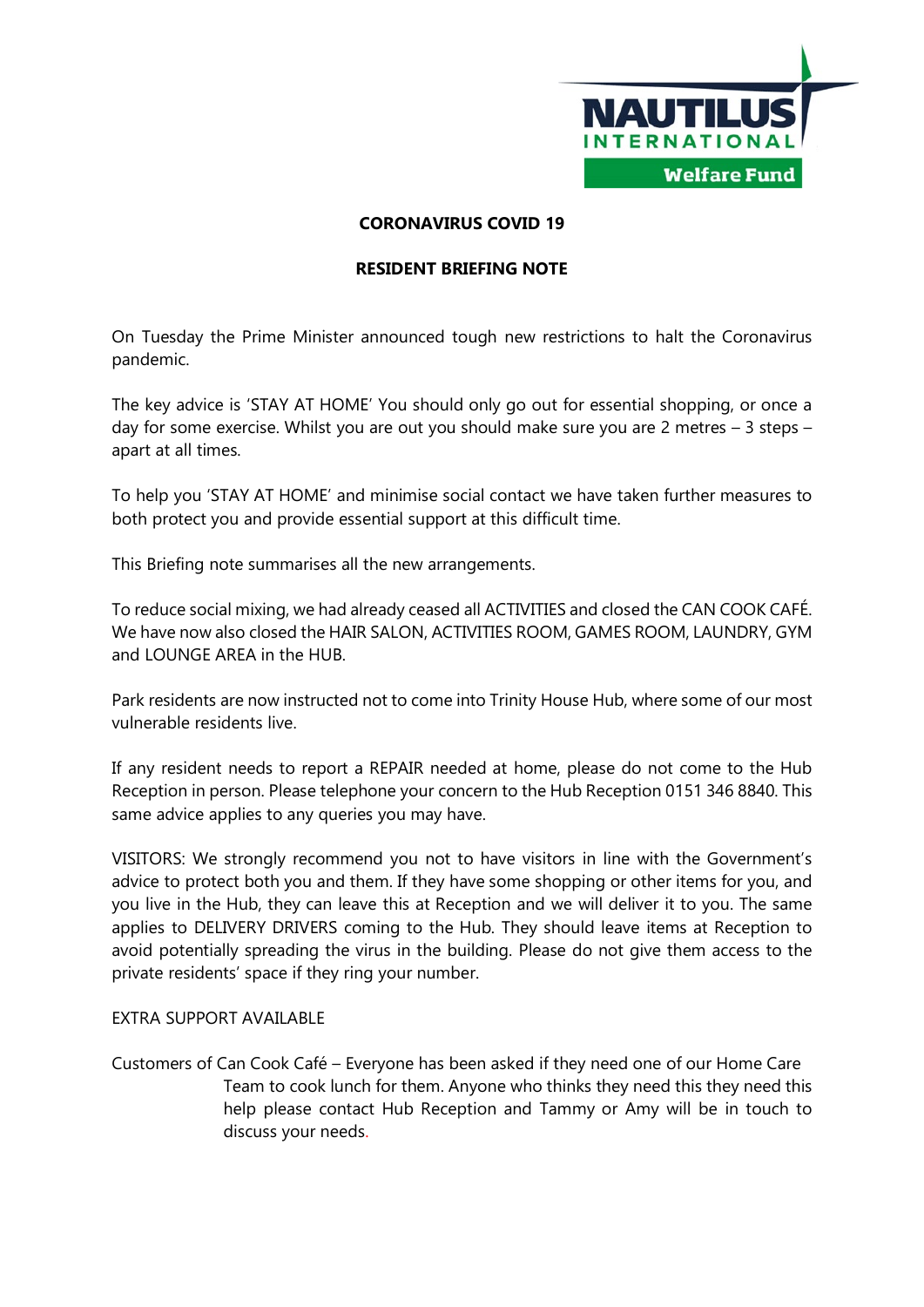**CORONAVIRUS COVID 19**

**RESIDENT BRIEFING NOTE**

On Tuesday the Prime Minister announced tough new restrictions to halt the Coronavirus pandemic.

The key advice is 'STAY AT HOME' You should only go out for essential shopping, or once a day for some exercise. Whilst you are out you should make sure you are 2 metres – 3 steps – apart at all times.

To help you 'STAY AT HOME' and minimise social contact we have taken further measures to both protect you and provide essential support at this difficult time.

This Briefing note summarises all the new arrangements.

To reduce social mixing, we had already ceased all ACTIVITIES and closed the CAN COOK CAFÉ. We have now also closed the HAIR SALON, ACTIVITIES ROOM, GAMES ROOM, LAUNDRY, GYM and LOUNGE AREA in the HUB.

Park residents are now instructed not to come into Trinity House Hub, where some of our most vulnerable residents live.

If any resident needs to report a REPAIR needed at home, please do not come to the Hub Reception in person. Please telephone your concern to the Hub Reception 0151 346 8840. This same advice applies to any queries you may have.

VISITORS: We strongly recommend you not to have visitors in line with the Government's advice to protect both you and them. If they have some shopping or other items for you, and you live in the Hub, they can leave this at Reception and we will deliver it to you. The same applies to DELIVERY DRIVERS coming to the Hub. They should leave items at Reception to avoid potentially spreading the virus in the building. Please do not give them access to the private residents' space if they ring your number.

EXTRA SUPPORT AVAILABLE

Customers of Can Cook Café – Everyone has been asked if they need one of our Home Care Team to cook lunch for them. Anyone who thinks they need this they need this help please contact Hub Reception and Tammy or Amy will be in touch to discuss your needs.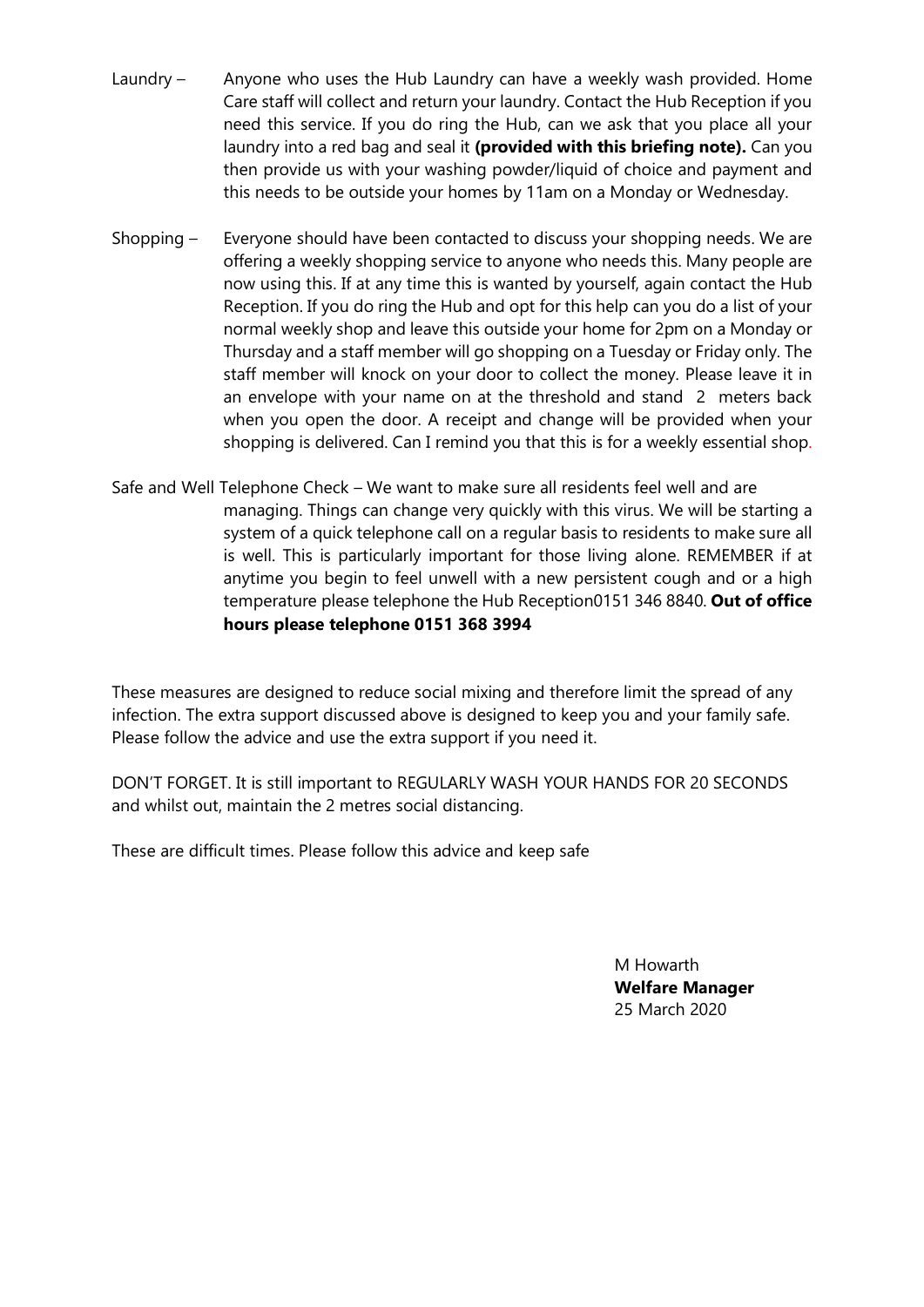Laundry – Anyone who uses the Hub Laundry can have a weekly wash provided. Home Care staff will collect and return your laundry. Contact the Hub Reception if you need this service. If you do ring the Hub, can we ask that you place all your laundry into a red bag and seal it **(provided with this briefing note).** Can you then provide us with your washing powder/liquid of choice and payment and this needs to be outside your homes by 11am on a Monday or Wednesday.

Shopping – Everyone should have been contacted to discuss your shopping needs. We are offering a weekly shopping service to anyone who needs this. Many people are now using this. If at any time this is wanted by yourself, again contact the Hub Reception. If you do ring the Hub and opt for this help can you do a list of your normal weekly shop and leave this outside your home for 2pm on a Monday or Thursday and a staff member will go shopping on a Tuesday or Friday only. The staff member will knock on your door to collect the money. Please leave it in an envelope with your name on at the threshold and stand 2 meters back when you open the door. A receipt and change will be provided when your shopping is delivered. Can I remind you that this is for a weekly essential shop.

Safe and Well Telephone Check – We want to make sure all residents feel well and are managing. Things can change very quickly with this virus. We will be starting a system of a quick telephone call on a regular basis to residents to make sure all is well. This is particularly important for those living alone. REMEMBER if at anytime you begin to feel unwell with a new persistent cough and or a high temperature please telephone the Hub Reception0151 346 8840. **Out of office hours please telephone 0151 368 3994**

These measures are designed to reduce social mixing and therefore limit the spread of any infection. The extra support discussed above is designed to keep you and your family safe. Please follow the advice and use the extra support if you need it.

DON'T FORGET. It is still important to REGULARLY WASH YOUR HANDS FOR 20 SECONDS and whilst out, maintain the 2 metres social distancing.

These are difficult times. Please follow this advice and keep safe

M Howarth
**Welfare Manager**
25 March 2020